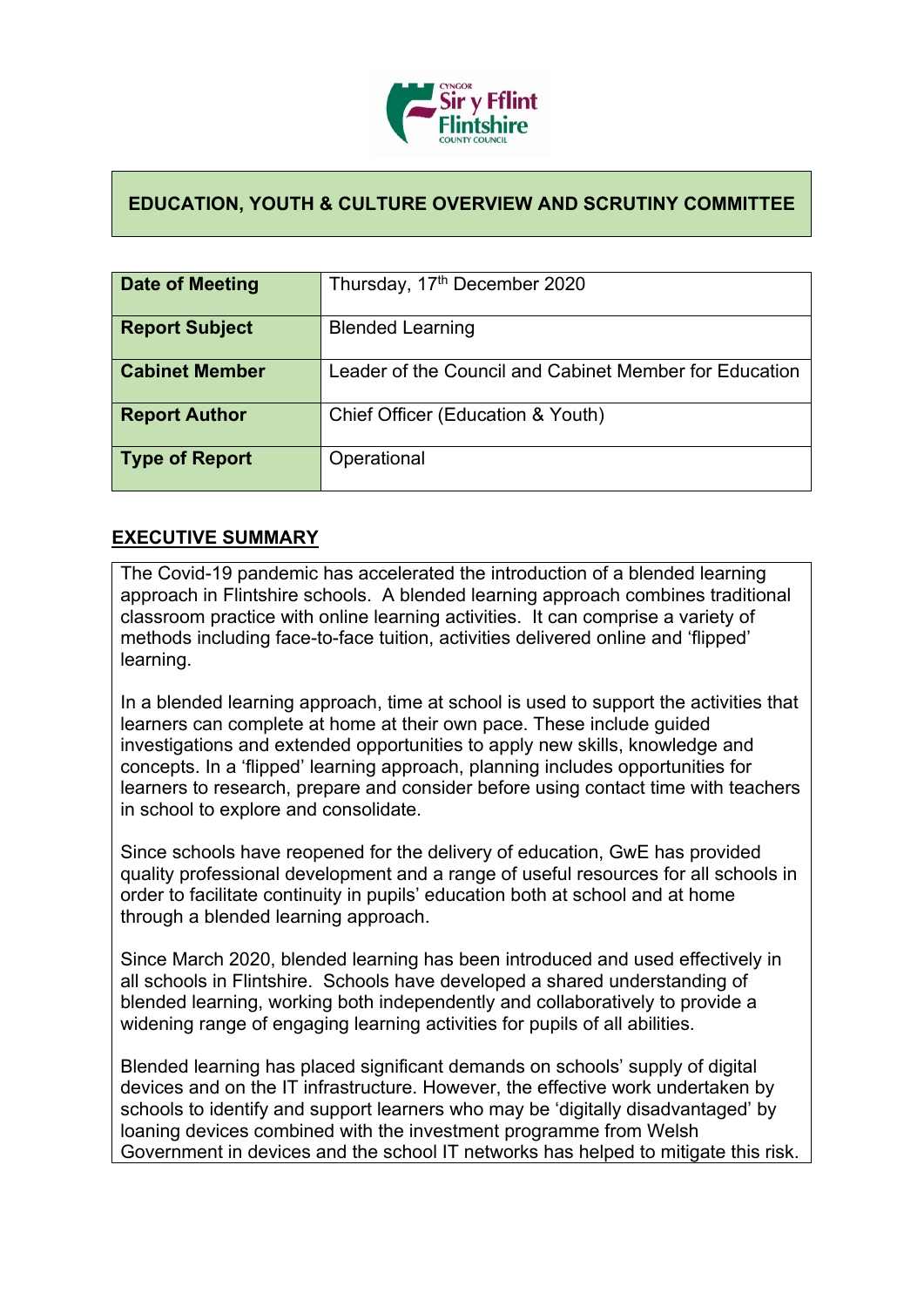## EDUCATION, YOUTH & CULTURE OVERVIEW AND SCRUTINY COMMITTEE

| | |
|---|---|
| **Date of Meeting** | Thursday, 17th December 2020 |
| **Report Subject** | Blended Learning |
| **Cabinet Member** | Leader of the Council and Cabinet Member for Education |
| **Report Author** | Chief Officer (Education & Youth) |
| **Type of Report** | Operational |

## EXECUTIVE SUMMARY

The Covid-19 pandemic has accelerated the introduction of a blended learning approach in Flintshire schools. A blended learning approach combines traditional classroom practice with online learning activities. It can comprise a variety of methods including face-to-face tuition, activities delivered online and 'flipped' learning.

In a blended learning approach, time at school is used to support the activities that learners can complete at home at their own pace. These include guided investigations and extended opportunities to apply new skills, knowledge and concepts. In a 'flipped' learning approach, planning includes opportunities for learners to research, prepare and consider before using contact time with teachers in school to explore and consolidate.

Since schools have reopened for the delivery of education, GwE has provided quality professional development and a range of useful resources for all schools in order to facilitate continuity in pupils' education both at school and at home through a blended learning approach.

Since March 2020, blended learning has been introduced and used effectively in all schools in Flintshire. Schools have developed a shared understanding of blended learning, working both independently and collaboratively to provide a widening range of engaging learning activities for pupils of all abilities.

Blended learning has placed significant demands on schools' supply of digital devices and on the IT infrastructure. However, the effective work undertaken by schools to identify and support learners who may be 'digitally disadvantaged' by loaning devices combined with the investment programme from Welsh Government in devices and the school IT networks has helped to mitigate this risk.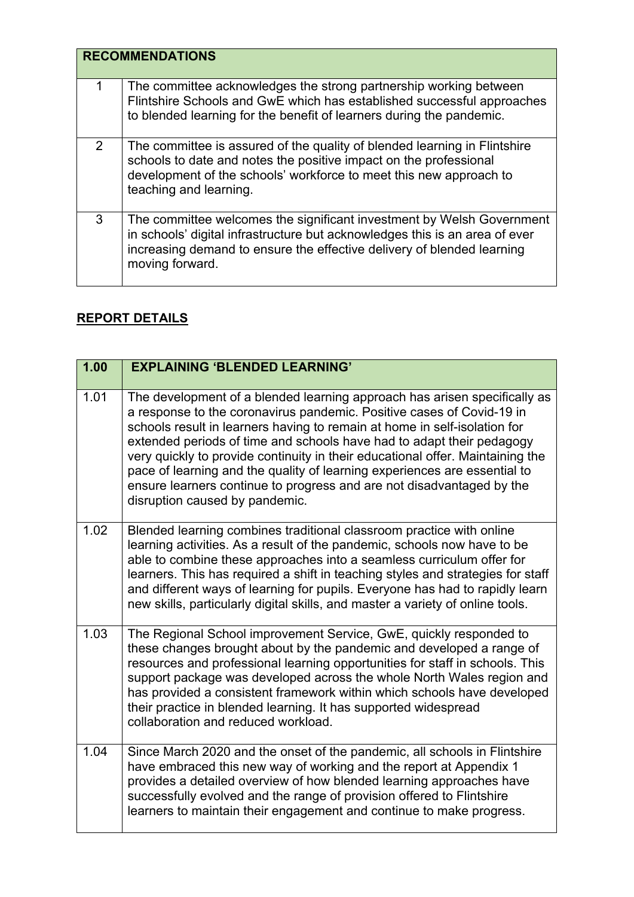| RECOMMENDATIONS | |
|---|---|
| 1 | The committee acknowledges the strong partnership working between Flintshire Schools and GwE which has established successful approaches to blended learning for the benefit of learners during the pandemic. |
| 2 | The committee is assured of the quality of blended learning in Flintshire schools to date and notes the positive impact on the professional development of the schools' workforce to meet this new approach to teaching and learning. |
| 3 | The committee welcomes the significant investment by Welsh Government in schools' digital infrastructure but acknowledges this is an area of ever increasing demand to ensure the effective delivery of blended learning moving forward. |

## REPORT DETAILS

| 1.00 | EXPLAINING 'BLENDED LEARNING' |
|---|---|
| 1.01 | The development of a blended learning approach has arisen specifically as a response to the coronavirus pandemic. Positive cases of Covid-19 in schools result in learners having to remain at home in self-isolation for extended periods of time and schools have had to adapt their pedagogy very quickly to provide continuity in their educational offer. Maintaining the pace of learning and the quality of learning experiences are essential to ensure learners continue to progress and are not disadvantaged by the disruption caused by pandemic. |
| 1.02 | Blended learning combines traditional classroom practice with online learning activities. As a result of the pandemic, schools now have to be able to combine these approaches into a seamless curriculum offer for learners. This has required a shift in teaching styles and strategies for staff and different ways of learning for pupils. Everyone has had to rapidly learn new skills, particularly digital skills, and master a variety of online tools. |
| 1.03 | The Regional School improvement Service, GwE, quickly responded to these changes brought about by the pandemic and developed a range of resources and professional learning opportunities for staff in schools. This support package was developed across the whole North Wales region and has provided a consistent framework within which schools have developed their practice in blended learning. It has supported widespread collaboration and reduced workload. |
| 1.04 | Since March 2020 and the onset of the pandemic, all schools in Flintshire have embraced this new way of working and the report at Appendix 1 provides a detailed overview of how blended learning approaches have successfully evolved and the range of provision offered to Flintshire learners to maintain their engagement and continue to make progress. |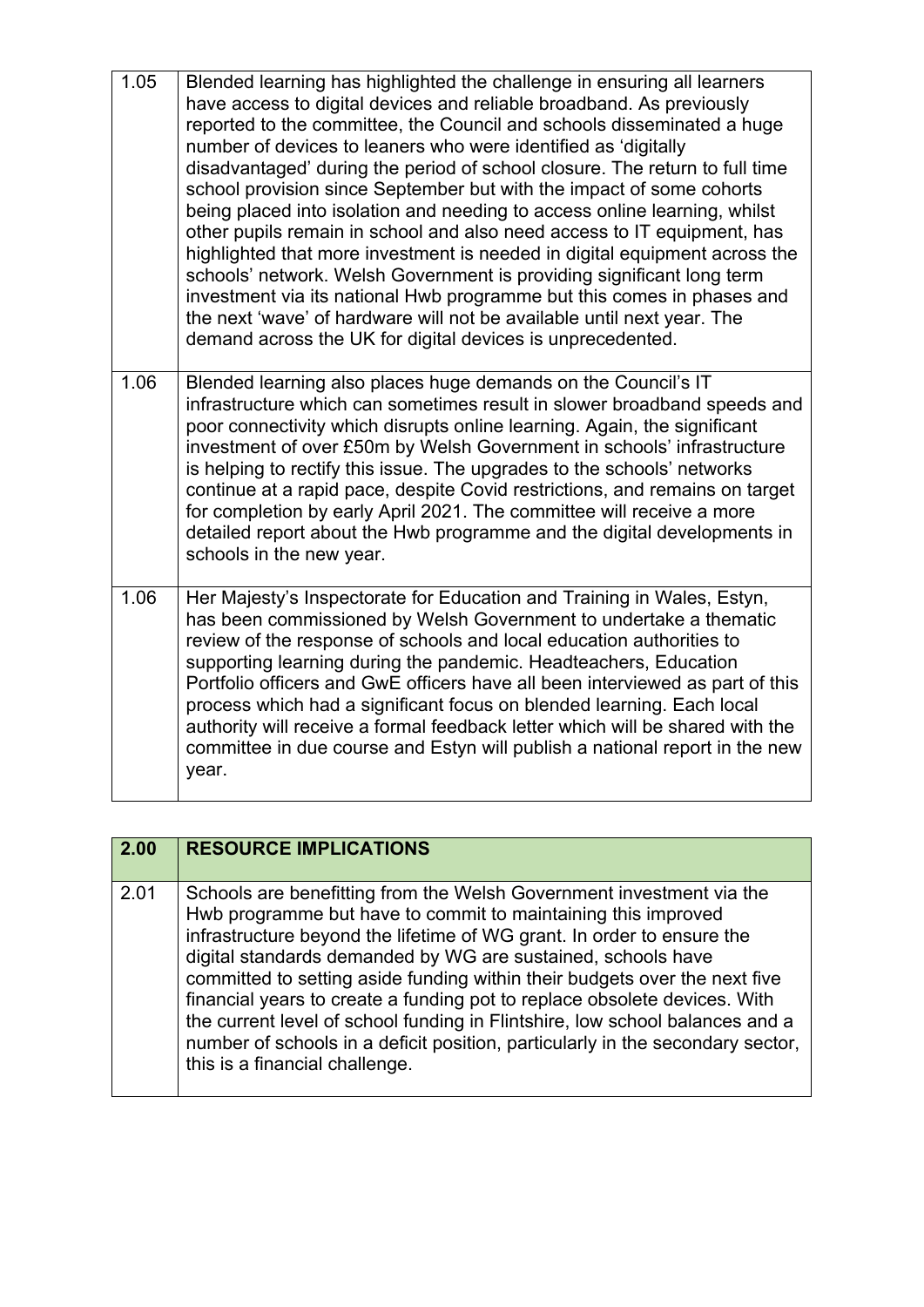| | |
|---|---|
| 1.05 | Blended learning has highlighted the challenge in ensuring all learners have access to digital devices and reliable broadband. As previously reported to the committee, the Council and schools disseminated a huge number of devices to leaners who were identified as 'digitally disadvantaged' during the period of school closure. The return to full time school provision since September but with the impact of some cohorts being placed into isolation and needing to access online learning, whilst other pupils remain in school and also need access to IT equipment, has highlighted that more investment is needed in digital equipment across the schools' network. Welsh Government is providing significant long term investment via its national Hwb programme but this comes in phases and the next 'wave' of hardware will not be available until next year. The demand across the UK for digital devices is unprecedented. |
| 1.06 | Blended learning also places huge demands on the Council's IT infrastructure which can sometimes result in slower broadband speeds and poor connectivity which disrupts online learning. Again, the significant investment of over £50m by Welsh Government in schools' infrastructure is helping to rectify this issue. The upgrades to the schools' networks continue at a rapid pace, despite Covid restrictions, and remains on target for completion by early April 2021. The committee will receive a more detailed report about the Hwb programme and the digital developments in schools in the new year. |
| 1.06 | Her Majesty's Inspectorate for Education and Training in Wales, Estyn, has been commissioned by Welsh Government to undertake a thematic review of the response of schools and local education authorities to supporting learning during the pandemic. Headteachers, Education Portfolio officers and GwE officers have all been interviewed as part of this process which had a significant focus on blended learning. Each local authority will receive a formal feedback letter which will be shared with the committee in due course and Estyn will publish a national report in the new year. |

| **2.00** | **RESOURCE IMPLICATIONS** |
|---|---|
| 2.01 | Schools are benefitting from the Welsh Government investment via the Hwb programme but have to commit to maintaining this improved infrastructure beyond the lifetime of WG grant. In order to ensure the digital standards demanded by WG are sustained, schools have committed to setting aside funding within their budgets over the next five financial years to create a funding pot to replace obsolete devices. With the current level of school funding in Flintshire, low school balances and a number of schools in a deficit position, particularly in the secondary sector, this is a financial challenge. |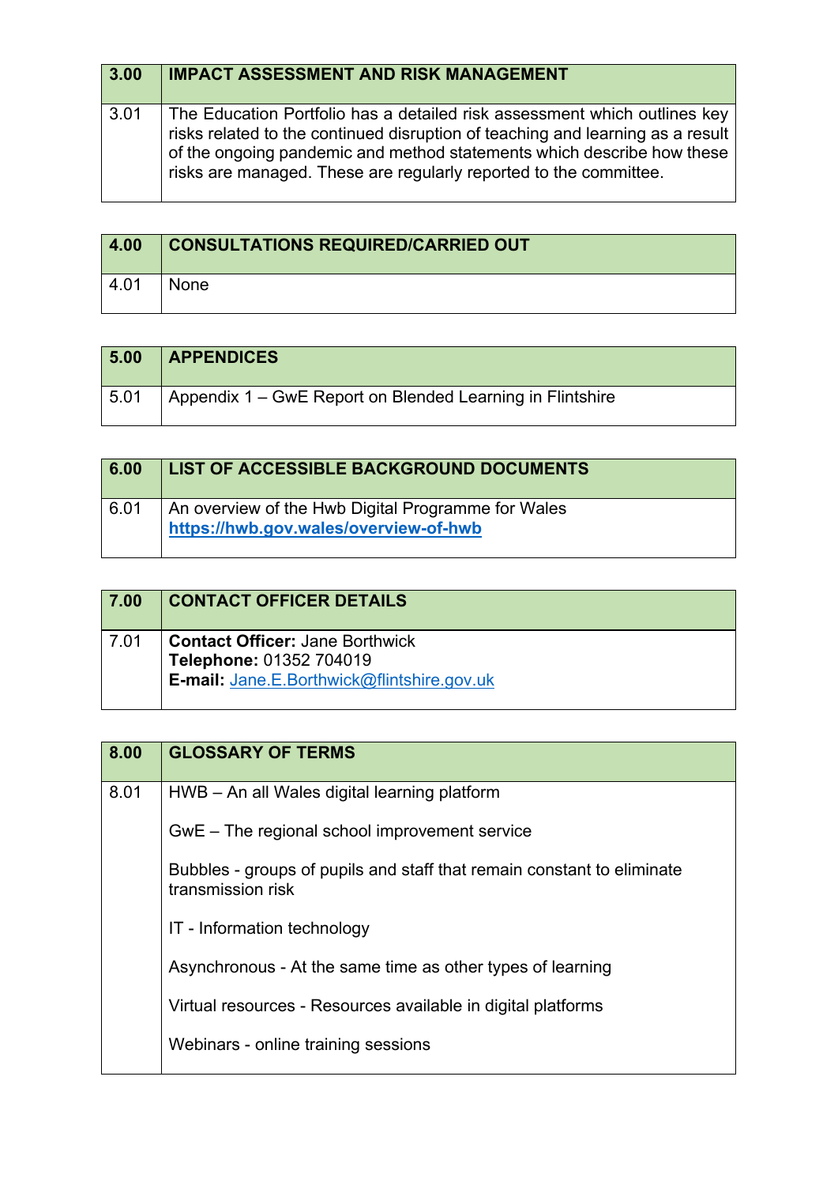| 3.00 | IMPACT ASSESSMENT AND RISK MANAGEMENT |
|---|---|
| 3.01 | The Education Portfolio has a detailed risk assessment which outlines key risks related to the continued disruption of teaching and learning as a result of the ongoing pandemic and method statements which describe how these risks are managed. These are regularly reported to the committee. |

| 4.00 | CONSULTATIONS REQUIRED/CARRIED OUT |
|---|---|
| 4.01 | None |

| 5.00 | APPENDICES |
|---|---|
| 5.01 | Appendix 1 – GwE Report on Blended Learning in Flintshire |

| 6.00 | LIST OF ACCESSIBLE BACKGROUND DOCUMENTS |
|---|---|
| 6.01 | An overview of the Hwb Digital Programme for Wales<br>**https://hwb.gov.wales/overview-of-hwb** |

| 7.00 | CONTACT OFFICER DETAILS |
|---|---|
| 7.01 | **Contact Officer:** Jane Borthwick<br>**Telephone:** 01352 704019<br>**E-mail:** Jane.E.Borthwick@flintshire.gov.uk |

| 8.00 | GLOSSARY OF TERMS |
|---|---|
| 8.01 | HWB – An all Wales digital learning platform<br><br>GwE – The regional school improvement service<br><br>Bubbles - groups of pupils and staff that remain constant to eliminate transmission risk<br><br>IT - Information technology<br><br>Asynchronous - At the same time as other types of learning<br><br>Virtual resources - Resources available in digital platforms<br><br>Webinars - online training sessions |